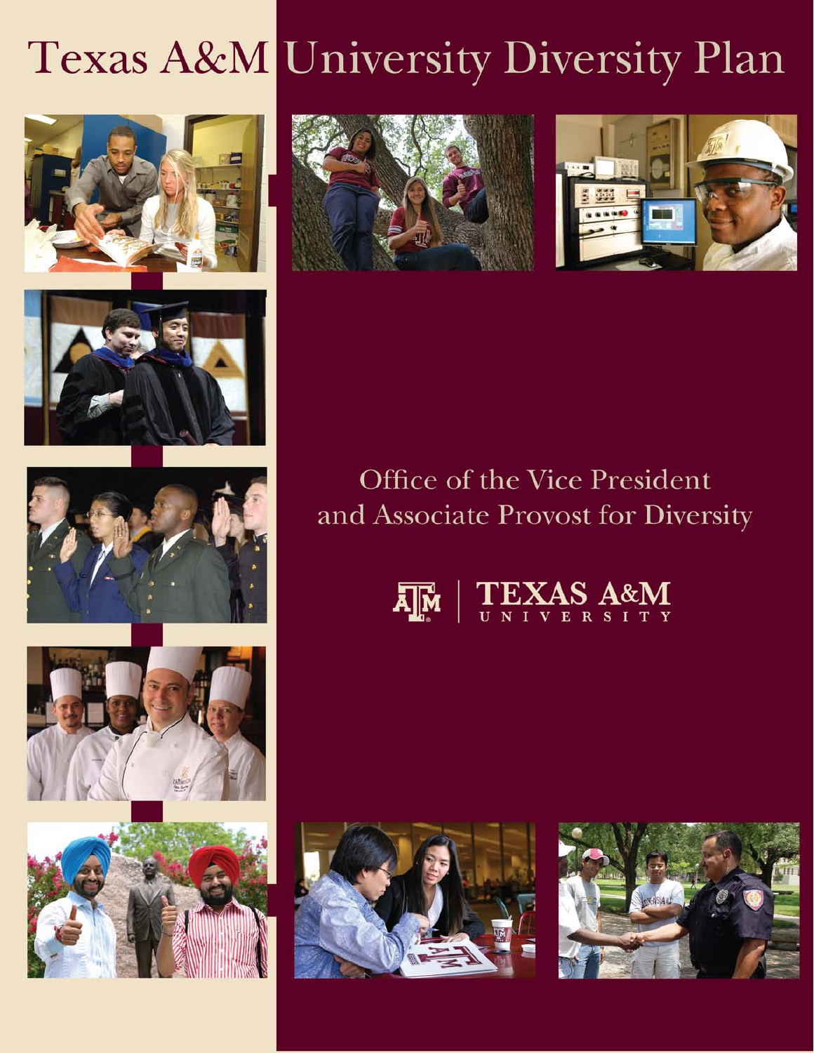# Texas A&M University Diversity Plan

Office of the Vice President and Associate Provost for Diversity

TEXAS A&M UNIVERSITY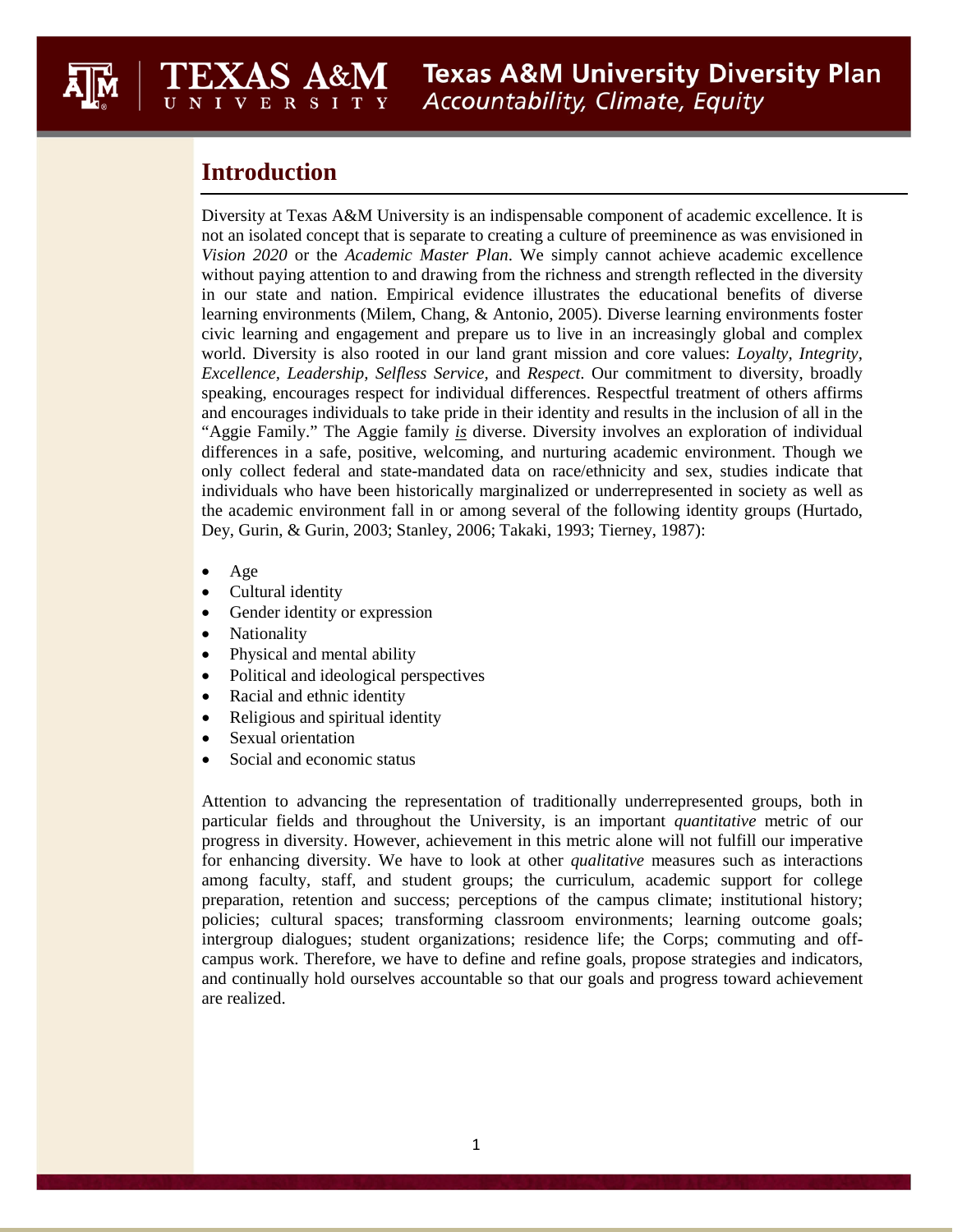## Introduction

Diversity at Texas A&M University is an indispensable component of academic excellence. It is not an isolated concept that is separate to creating a culture of preeminence as was envisioned in *Vision 2020* or the *Academic Master Plan*. We simply cannot achieve academic excellence without paying attention to and drawing from the richness and strength reflected in the diversity in our state and nation. Empirical evidence illustrates the educational benefits of diverse learning environments (Milem, Chang, & Antonio, 2005). Diverse learning environments foster civic learning and engagement and prepare us to live in an increasingly global and complex world. Diversity is also rooted in our land grant mission and core values: *Loyalty*, *Integrity*, *Excellence*, *Leadership*, *Selfless Service*, and *Respect*. Our commitment to diversity, broadly speaking, encourages respect for individual differences. Respectful treatment of others affirms and encourages individuals to take pride in their identity and results in the inclusion of all in the "Aggie Family." The Aggie family *is* diverse. Diversity involves an exploration of individual differences in a safe, positive, welcoming, and nurturing academic environment. Though we only collect federal and state-mandated data on race/ethnicity and sex, studies indicate that individuals who have been historically marginalized or underrepresented in society as well as the academic environment fall in or among several of the following identity groups (Hurtado, Dey, Gurin, & Gurin, 2003; Stanley, 2006; Takaki, 1993; Tierney, 1987):

- Age
- Cultural identity
- Gender identity or expression
- Nationality
- Physical and mental ability
- Political and ideological perspectives
- Racial and ethnic identity
- Religious and spiritual identity
- Sexual orientation
- Social and economic status

Attention to advancing the representation of traditionally underrepresented groups, both in particular fields and throughout the University, is an important *quantitative* metric of our progress in diversity. However, achievement in this metric alone will not fulfill our imperative for enhancing diversity. We have to look at other *qualitative* measures such as interactions among faculty, staff, and student groups; the curriculum, academic support for college preparation, retention and success; perceptions of the campus climate; institutional history; policies; cultural spaces; transforming classroom environments; learning outcome goals; intergroup dialogues; student organizations; residence life; the Corps; commuting and off-campus work. Therefore, we have to define and refine goals, propose strategies and indicators, and continually hold ourselves accountable so that our goals and progress toward achievement are realized.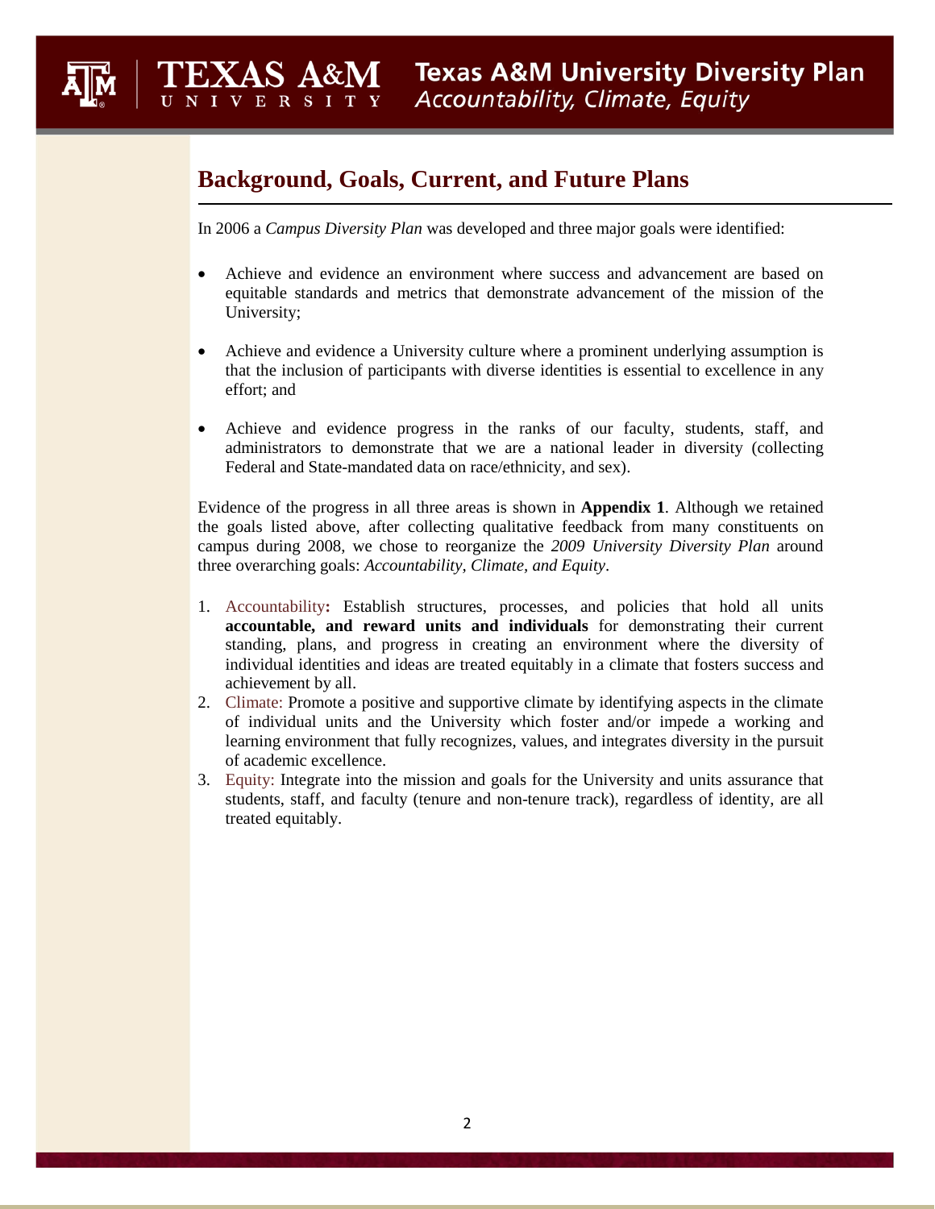## Background, Goals, Current, and Future Plans

In 2006 a *Campus Diversity Plan* was developed and three major goals were identified:

- Achieve and evidence an environment where success and advancement are based on equitable standards and metrics that demonstrate advancement of the mission of the University;
- Achieve and evidence a University culture where a prominent underlying assumption is that the inclusion of participants with diverse identities is essential to excellence in any effort; and
- Achieve and evidence progress in the ranks of our faculty, students, staff, and administrators to demonstrate that we are a national leader in diversity (collecting Federal and State-mandated data on race/ethnicity, and sex).

Evidence of the progress in all three areas is shown in **Appendix 1**. Although we retained the goals listed above, after collecting qualitative feedback from many constituents on campus during 2008, we chose to reorganize the *2009 University Diversity Plan* around three overarching goals: *Accountability, Climate, and Equity*.

1. Accountability**:** Establish structures, processes, and policies that hold all units **accountable, and reward units and individuals** for demonstrating their current standing, plans, and progress in creating an environment where the diversity of individual identities and ideas are treated equitably in a climate that fosters success and achievement by all.
2. Climate: Promote a positive and supportive climate by identifying aspects in the climate of individual units and the University which foster and/or impede a working and learning environment that fully recognizes, values, and integrates diversity in the pursuit of academic excellence.
3. Equity: Integrate into the mission and goals for the University and units assurance that students, staff, and faculty (tenure and non-tenure track), regardless of identity, are all treated equitably.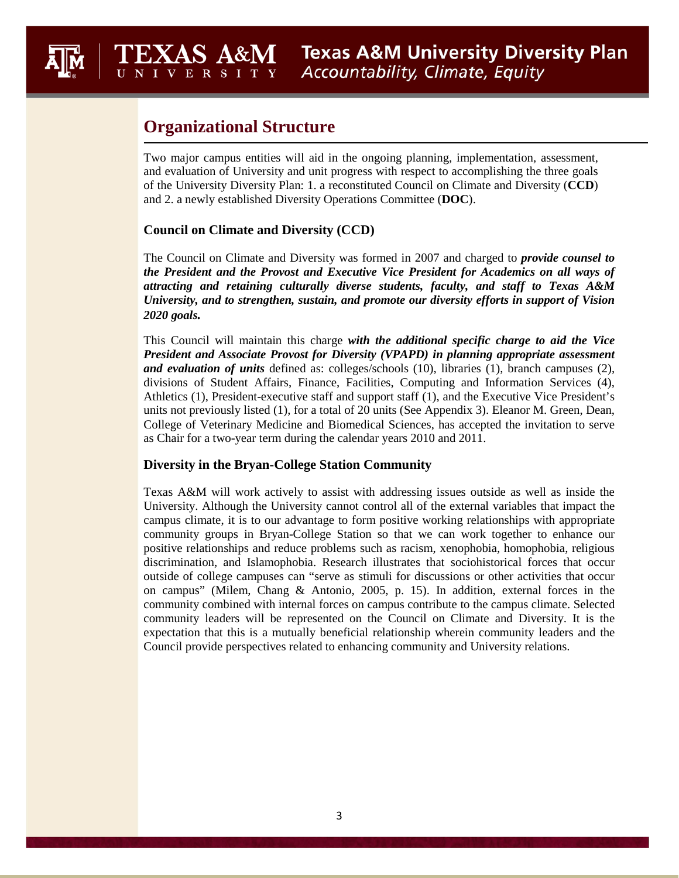## Organizational Structure

Two major campus entities will aid in the ongoing planning, implementation, assessment, and evaluation of University and unit progress with respect to accomplishing the three goals of the University Diversity Plan: 1. a reconstituted Council on Climate and Diversity (**CCD**) and 2. a newly established Diversity Operations Committee (**DOC**).

### Council on Climate and Diversity (CCD)

The Council on Climate and Diversity was formed in 2007 and charged to ***provide counsel to the President and the Provost and Executive Vice President for Academics on all ways of attracting and retaining culturally diverse students, faculty, and staff to Texas A&M University, and to strengthen, sustain, and promote our diversity efforts in support of Vision 2020 goals.***

This Council will maintain this charge ***with the additional specific charge to aid the Vice President and Associate Provost for Diversity (VPAPD) in planning appropriate assessment and evaluation of units*** defined as: colleges/schools (10), libraries (1), branch campuses (2), divisions of Student Affairs, Finance, Facilities, Computing and Information Services (4), Athletics (1), President-executive staff and support staff (1), and the Executive Vice President's units not previously listed (1), for a total of 20 units (See Appendix 3). Eleanor M. Green, Dean, College of Veterinary Medicine and Biomedical Sciences, has accepted the invitation to serve as Chair for a two-year term during the calendar years 2010 and 2011.

### Diversity in the Bryan-College Station Community

Texas A&M will work actively to assist with addressing issues outside as well as inside the University. Although the University cannot control all of the external variables that impact the campus climate, it is to our advantage to form positive working relationships with appropriate community groups in Bryan-College Station so that we can work together to enhance our positive relationships and reduce problems such as racism, xenophobia, homophobia, religious discrimination, and Islamophobia. Research illustrates that sociohistorical forces that occur outside of college campuses can "serve as stimuli for discussions or other activities that occur on campus" (Milem, Chang & Antonio, 2005, p. 15). In addition, external forces in the community combined with internal forces on campus contribute to the campus climate. Selected community leaders will be represented on the Council on Climate and Diversity. It is the expectation that this is a mutually beneficial relationship wherein community leaders and the Council provide perspectives related to enhancing community and University relations.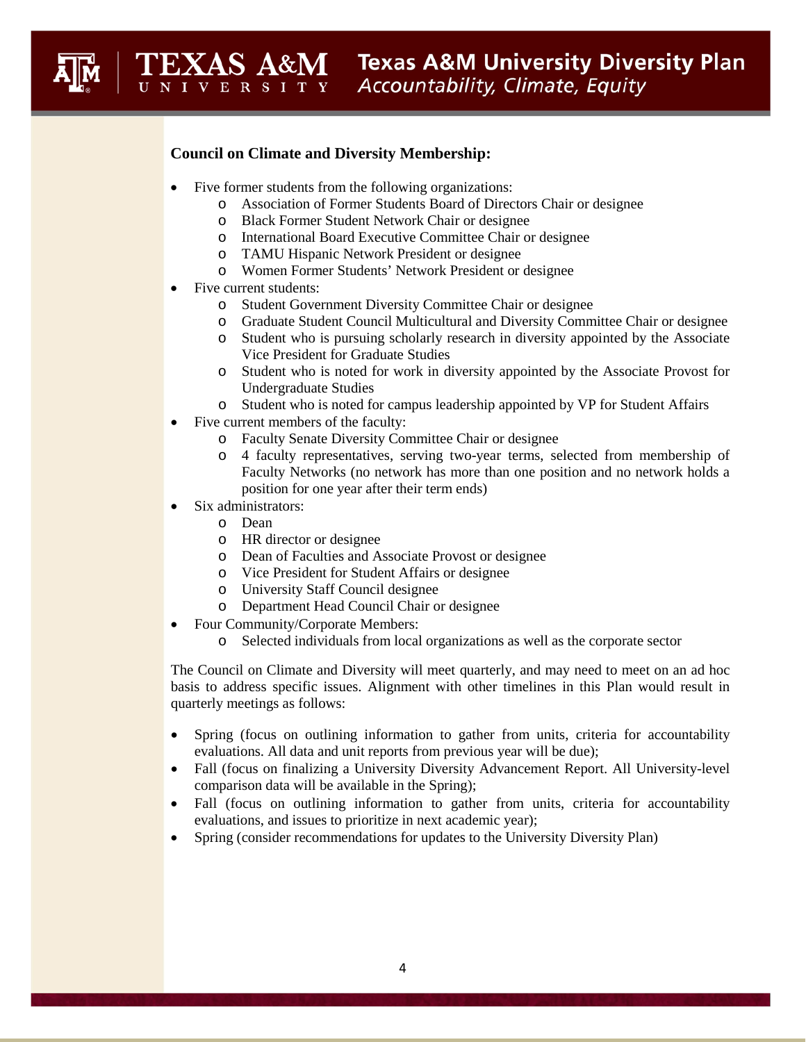**Council on Climate and Diversity Membership:**

- Five former students from the following organizations:
  - Association of Former Students Board of Directors Chair or designee
  - Black Former Student Network Chair or designee
  - International Board Executive Committee Chair or designee
  - TAMU Hispanic Network President or designee
  - Women Former Students' Network President or designee
- Five current students:
  - Student Government Diversity Committee Chair or designee
  - Graduate Student Council Multicultural and Diversity Committee Chair or designee
  - Student who is pursuing scholarly research in diversity appointed by the Associate Vice President for Graduate Studies
  - Student who is noted for work in diversity appointed by the Associate Provost for Undergraduate Studies
  - Student who is noted for campus leadership appointed by VP for Student Affairs
- Five current members of the faculty:
  - Faculty Senate Diversity Committee Chair or designee
  - 4 faculty representatives, serving two-year terms, selected from membership of Faculty Networks (no network has more than one position and no network holds a position for one year after their term ends)
- Six administrators:
  - Dean
  - HR director or designee
  - Dean of Faculties and Associate Provost or designee
  - Vice President for Student Affairs or designee
  - University Staff Council designee
  - Department Head Council Chair or designee
- Four Community/Corporate Members:
  - Selected individuals from local organizations as well as the corporate sector

The Council on Climate and Diversity will meet quarterly, and may need to meet on an ad hoc basis to address specific issues. Alignment with other timelines in this Plan would result in quarterly meetings as follows:

- Spring (focus on outlining information to gather from units, criteria for accountability evaluations. All data and unit reports from previous year will be due);
- Fall (focus on finalizing a University Diversity Advancement Report. All University-level comparison data will be available in the Spring);
- Fall (focus on outlining information to gather from units, criteria for accountability evaluations, and issues to prioritize in next academic year);
- Spring (consider recommendations for updates to the University Diversity Plan)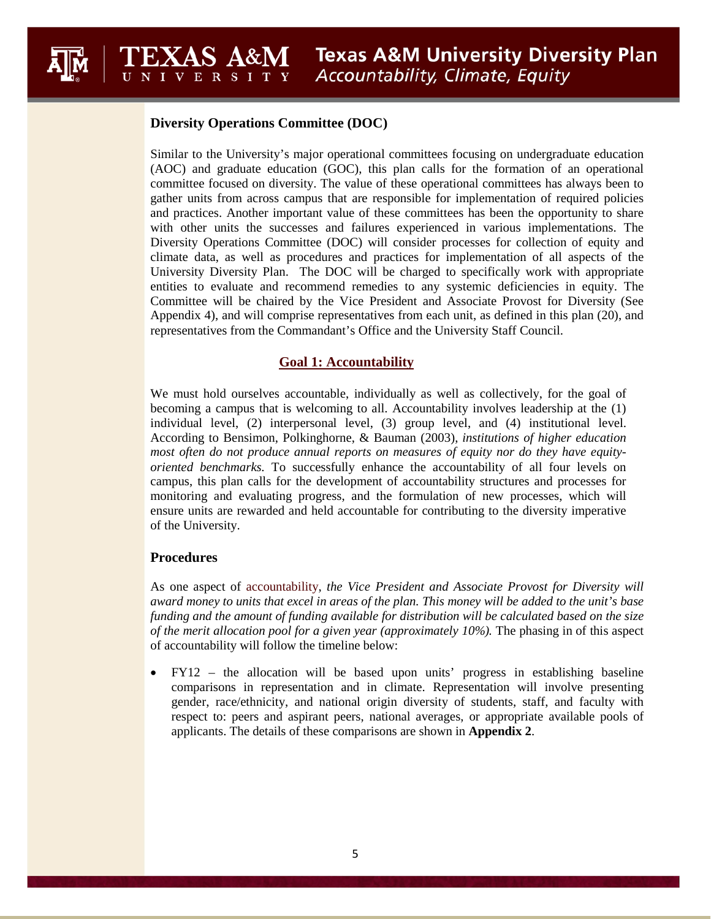### Diversity Operations Committee (DOC)

Similar to the University's major operational committees focusing on undergraduate education (AOC) and graduate education (GOC), this plan calls for the formation of an operational committee focused on diversity. The value of these operational committees has always been to gather units from across campus that are responsible for implementation of required policies and practices. Another important value of these committees has been the opportunity to share with other units the successes and failures experienced in various implementations. The Diversity Operations Committee (DOC) will consider processes for collection of equity and climate data, as well as procedures and practices for implementation of all aspects of the University Diversity Plan. The DOC will be charged to specifically work with appropriate entities to evaluate and recommend remedies to any systemic deficiencies in equity. The Committee will be chaired by the Vice President and Associate Provost for Diversity (See Appendix 4), and will comprise representatives from each unit, as defined in this plan (20), and representatives from the Commandant's Office and the University Staff Council.

## Goal 1: Accountability

We must hold ourselves accountable, individually as well as collectively, for the goal of becoming a campus that is welcoming to all. Accountability involves leadership at the (1) individual level, (2) interpersonal level, (3) group level, and (4) institutional level. According to Bensimon, Polkinghorne, & Bauman (2003), *institutions of higher education most often do not produce annual reports on measures of equity nor do they have equity-oriented benchmarks.* To successfully enhance the accountability of all four levels on campus, this plan calls for the development of accountability structures and processes for monitoring and evaluating progress, and the formulation of new processes, which will ensure units are rewarded and held accountable for contributing to the diversity imperative of the University.

### Procedures

As one aspect of accountability, *the Vice President and Associate Provost for Diversity will award money to units that excel in areas of the plan. This money will be added to the unit's base funding and the amount of funding available for distribution will be calculated based on the size of the merit allocation pool for a given year (approximately 10%).* The phasing in of this aspect of accountability will follow the timeline below:

- FY12 – the allocation will be based upon units' progress in establishing baseline comparisons in representation and in climate. Representation will involve presenting gender, race/ethnicity, and national origin diversity of students, staff, and faculty with respect to: peers and aspirant peers, national averages, or appropriate available pools of applicants. The details of these comparisons are shown in **Appendix 2**.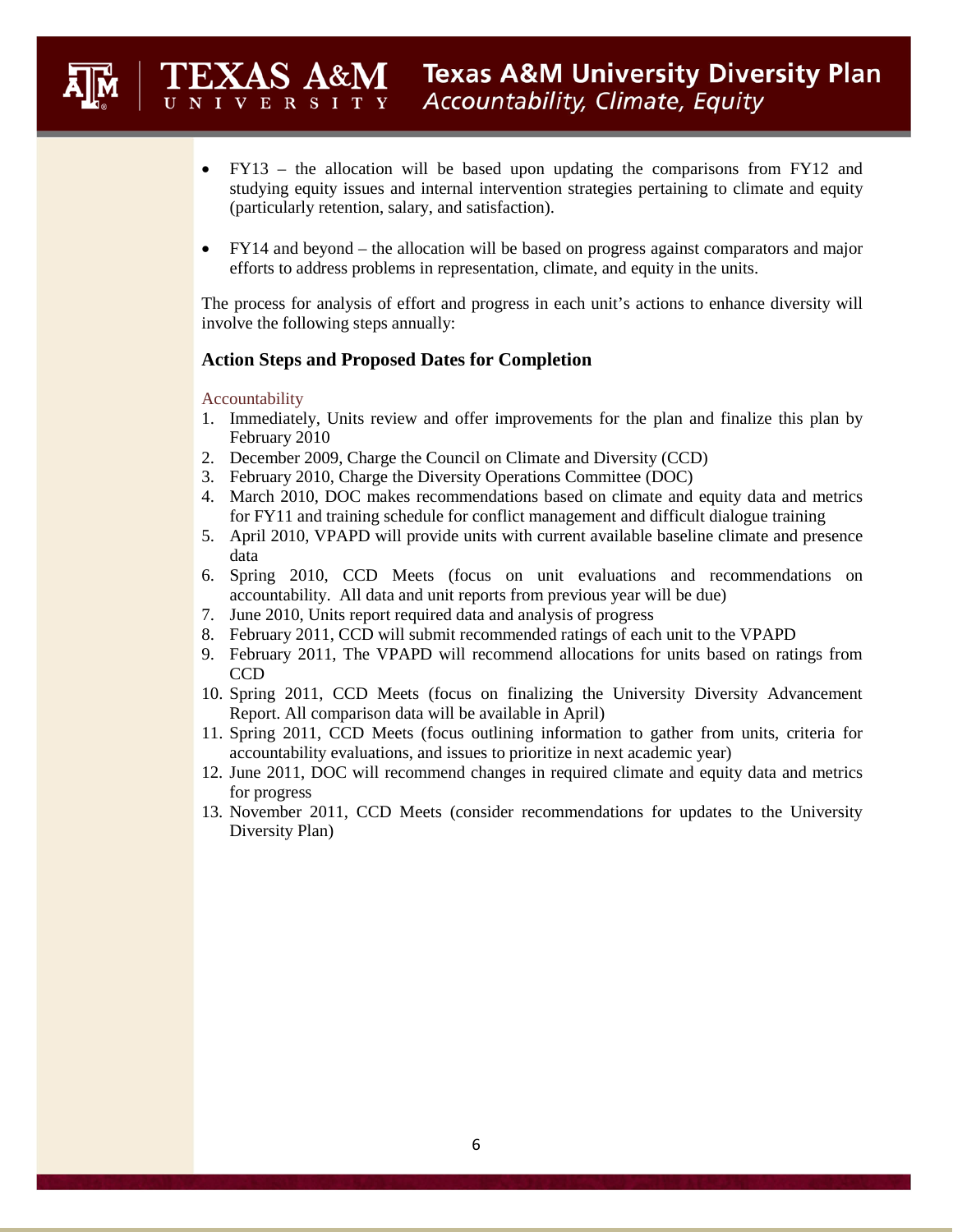- FY13 – the allocation will be based upon updating the comparisons from FY12 and studying equity issues and internal intervention strategies pertaining to climate and equity (particularly retention, salary, and satisfaction).

- FY14 and beyond – the allocation will be based on progress against comparators and major efforts to address problems in representation, climate, and equity in the units.

The process for analysis of effort and progress in each unit's actions to enhance diversity will involve the following steps annually:

### Action Steps and Proposed Dates for Completion

Accountability

1. Immediately, Units review and offer improvements for the plan and finalize this plan by February 2010
2. December 2009, Charge the Council on Climate and Diversity (CCD)
3. February 2010, Charge the Diversity Operations Committee (DOC)
4. March 2010, DOC makes recommendations based on climate and equity data and metrics for FY11 and training schedule for conflict management and difficult dialogue training
5. April 2010, VPAPD will provide units with current available baseline climate and presence data
6. Spring 2010, CCD Meets (focus on unit evaluations and recommendations on accountability. All data and unit reports from previous year will be due)
7. June 2010, Units report required data and analysis of progress
8. February 2011, CCD will submit recommended ratings of each unit to the VPAPD
9. February 2011, The VPAPD will recommend allocations for units based on ratings from CCD
10. Spring 2011, CCD Meets (focus on finalizing the University Diversity Advancement Report. All comparison data will be available in April)
11. Spring 2011, CCD Meets (focus outlining information to gather from units, criteria for accountability evaluations, and issues to prioritize in next academic year)
12. June 2011, DOC will recommend changes in required climate and equity data and metrics for progress
13. November 2011, CCD Meets (consider recommendations for updates to the University Diversity Plan)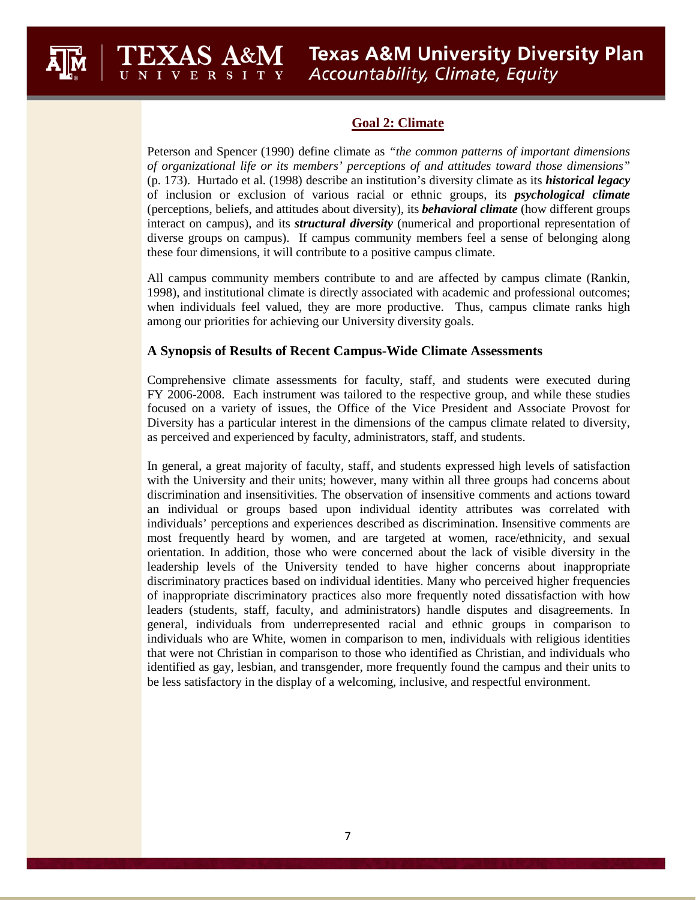## Goal 2: Climate

Peterson and Spencer (1990) define climate as *"the common patterns of important dimensions of organizational life or its members' perceptions of and attitudes toward those dimensions"* (p. 173). Hurtado et al. (1998) describe an institution's diversity climate as its ***historical legacy*** of inclusion or exclusion of various racial or ethnic groups, its ***psychological climate*** (perceptions, beliefs, and attitudes about diversity), its ***behavioral climate*** (how different groups interact on campus), and its ***structural diversity*** (numerical and proportional representation of diverse groups on campus). If campus community members feel a sense of belonging along these four dimensions, it will contribute to a positive campus climate.

All campus community members contribute to and are affected by campus climate (Rankin, 1998), and institutional climate is directly associated with academic and professional outcomes; when individuals feel valued, they are more productive. Thus, campus climate ranks high among our priorities for achieving our University diversity goals.

### A Synopsis of Results of Recent Campus-Wide Climate Assessments

Comprehensive climate assessments for faculty, staff, and students were executed during FY 2006-2008. Each instrument was tailored to the respective group, and while these studies focused on a variety of issues, the Office of the Vice President and Associate Provost for Diversity has a particular interest in the dimensions of the campus climate related to diversity, as perceived and experienced by faculty, administrators, staff, and students.

In general, a great majority of faculty, staff, and students expressed high levels of satisfaction with the University and their units; however, many within all three groups had concerns about discrimination and insensitivities. The observation of insensitive comments and actions toward an individual or groups based upon individual identity attributes was correlated with individuals' perceptions and experiences described as discrimination. Insensitive comments are most frequently heard by women, and are targeted at women, race/ethnicity, and sexual orientation. In addition, those who were concerned about the lack of visible diversity in the leadership levels of the University tended to have higher concerns about inappropriate discriminatory practices based on individual identities. Many who perceived higher frequencies of inappropriate discriminatory practices also more frequently noted dissatisfaction with how leaders (students, staff, faculty, and administrators) handle disputes and disagreements. In general, individuals from underrepresented racial and ethnic groups in comparison to individuals who are White, women in comparison to men, individuals with religious identities that were not Christian in comparison to those who identified as Christian, and individuals who identified as gay, lesbian, and transgender, more frequently found the campus and their units to be less satisfactory in the display of a welcoming, inclusive, and respectful environment.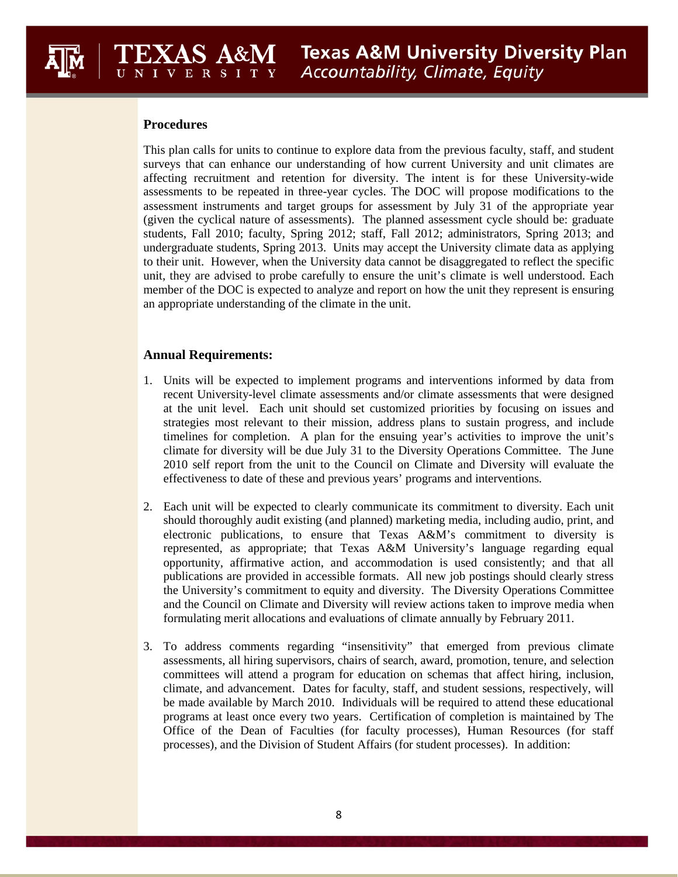**Procedures**

This plan calls for units to continue to explore data from the previous faculty, staff, and student surveys that can enhance our understanding of how current University and unit climates are affecting recruitment and retention for diversity. The intent is for these University-wide assessments to be repeated in three-year cycles. The DOC will propose modifications to the assessment instruments and target groups for assessment by July 31 of the appropriate year (given the cyclical nature of assessments). The planned assessment cycle should be: graduate students, Fall 2010; faculty, Spring 2012; staff, Fall 2012; administrators, Spring 2013; and undergraduate students, Spring 2013. Units may accept the University climate data as applying to their unit. However, when the University data cannot be disaggregated to reflect the specific unit, they are advised to probe carefully to ensure the unit's climate is well understood. Each member of the DOC is expected to analyze and report on how the unit they represent is ensuring an appropriate understanding of the climate in the unit.

**Annual Requirements:**

1. Units will be expected to implement programs and interventions informed by data from recent University-level climate assessments and/or climate assessments that were designed at the unit level. Each unit should set customized priorities by focusing on issues and strategies most relevant to their mission, address plans to sustain progress, and include timelines for completion. A plan for the ensuing year's activities to improve the unit's climate for diversity will be due July 31 to the Diversity Operations Committee. The June 2010 self report from the unit to the Council on Climate and Diversity will evaluate the effectiveness to date of these and previous years' programs and interventions.

2. Each unit will be expected to clearly communicate its commitment to diversity. Each unit should thoroughly audit existing (and planned) marketing media, including audio, print, and electronic publications, to ensure that Texas A&M's commitment to diversity is represented, as appropriate; that Texas A&M University's language regarding equal opportunity, affirmative action, and accommodation is used consistently; and that all publications are provided in accessible formats. All new job postings should clearly stress the University's commitment to equity and diversity. The Diversity Operations Committee and the Council on Climate and Diversity will review actions taken to improve media when formulating merit allocations and evaluations of climate annually by February 2011.

3. To address comments regarding "insensitivity" that emerged from previous climate assessments, all hiring supervisors, chairs of search, award, promotion, tenure, and selection committees will attend a program for education on schemas that affect hiring, inclusion, climate, and advancement. Dates for faculty, staff, and student sessions, respectively, will be made available by March 2010. Individuals will be required to attend these educational programs at least once every two years. Certification of completion is maintained by The Office of the Dean of Faculties (for faculty processes), Human Resources (for staff processes), and the Division of Student Affairs (for student processes). In addition: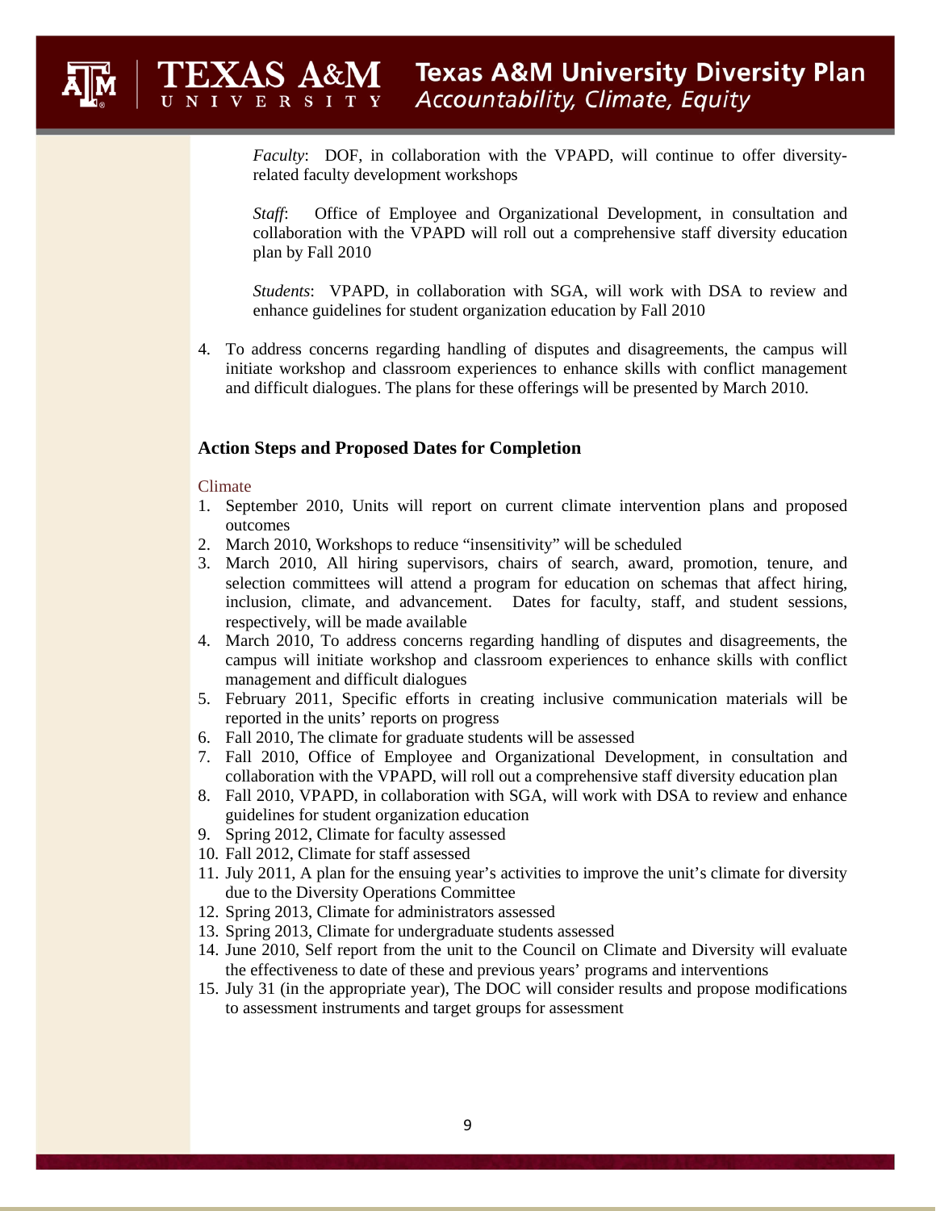*Faculty*: DOF, in collaboration with the VPAPD, will continue to offer diversity-related faculty development workshops

*Staff*: Office of Employee and Organizational Development, in consultation and collaboration with the VPAPD will roll out a comprehensive staff diversity education plan by Fall 2010

*Students*: VPAPD, in collaboration with SGA, will work with DSA to review and enhance guidelines for student organization education by Fall 2010

4. To address concerns regarding handling of disputes and disagreements, the campus will initiate workshop and classroom experiences to enhance skills with conflict management and difficult dialogues. The plans for these offerings will be presented by March 2010.

## Action Steps and Proposed Dates for Completion

### Climate

1. September 2010, Units will report on current climate intervention plans and proposed outcomes
2. March 2010, Workshops to reduce "insensitivity" will be scheduled
3. March 2010, All hiring supervisors, chairs of search, award, promotion, tenure, and selection committees will attend a program for education on schemas that affect hiring, inclusion, climate, and advancement. Dates for faculty, staff, and student sessions, respectively, will be made available
4. March 2010, To address concerns regarding handling of disputes and disagreements, the campus will initiate workshop and classroom experiences to enhance skills with conflict management and difficult dialogues
5. February 2011, Specific efforts in creating inclusive communication materials will be reported in the units' reports on progress
6. Fall 2010, The climate for graduate students will be assessed
7. Fall 2010, Office of Employee and Organizational Development, in consultation and collaboration with the VPAPD, will roll out a comprehensive staff diversity education plan
8. Fall 2010, VPAPD, in collaboration with SGA, will work with DSA to review and enhance guidelines for student organization education
9. Spring 2012, Climate for faculty assessed
10. Fall 2012, Climate for staff assessed
11. July 2011, A plan for the ensuing year's activities to improve the unit's climate for diversity due to the Diversity Operations Committee
12. Spring 2013, Climate for administrators assessed
13. Spring 2013, Climate for undergraduate students assessed
14. June 2010, Self report from the unit to the Council on Climate and Diversity will evaluate the effectiveness to date of these and previous years' programs and interventions
15. July 31 (in the appropriate year), The DOC will consider results and propose modifications to assessment instruments and target groups for assessment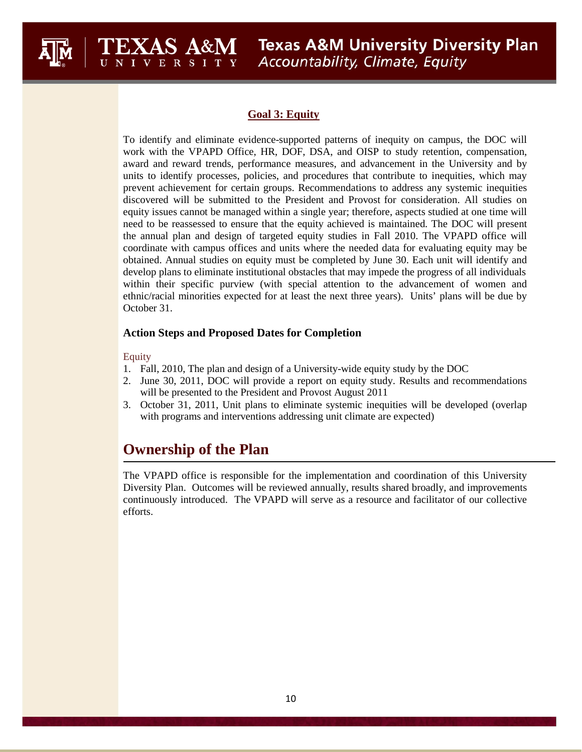## Goal 3: Equity

To identify and eliminate evidence-supported patterns of inequity on campus, the DOC will work with the VPAPD Office, HR, DOF, DSA, and OISP to study retention, compensation, award and reward trends, performance measures, and advancement in the University and by units to identify processes, policies, and procedures that contribute to inequities, which may prevent achievement for certain groups. Recommendations to address any systemic inequities discovered will be submitted to the President and Provost for consideration. All studies on equity issues cannot be managed within a single year; therefore, aspects studied at one time will need to be reassessed to ensure that the equity achieved is maintained. The DOC will present the annual plan and design of targeted equity studies in Fall 2010. The VPAPD office will coordinate with campus offices and units where the needed data for evaluating equity may be obtained. Annual studies on equity must be completed by June 30. Each unit will identify and develop plans to eliminate institutional obstacles that may impede the progress of all individuals within their specific purview (with special attention to the advancement of women and ethnic/racial minorities expected for at least the next three years). Units' plans will be due by October 31.

### Action Steps and Proposed Dates for Completion

Equity

1. Fall, 2010, The plan and design of a University-wide equity study by the DOC
2. June 30, 2011, DOC will provide a report on equity study. Results and recommendations will be presented to the President and Provost August 2011
3. October 31, 2011, Unit plans to eliminate systemic inequities will be developed (overlap with programs and interventions addressing unit climate are expected)

# Ownership of the Plan

The VPAPD office is responsible for the implementation and coordination of this University Diversity Plan. Outcomes will be reviewed annually, results shared broadly, and improvements continuously introduced. The VPAPD will serve as a resource and facilitator of our collective efforts.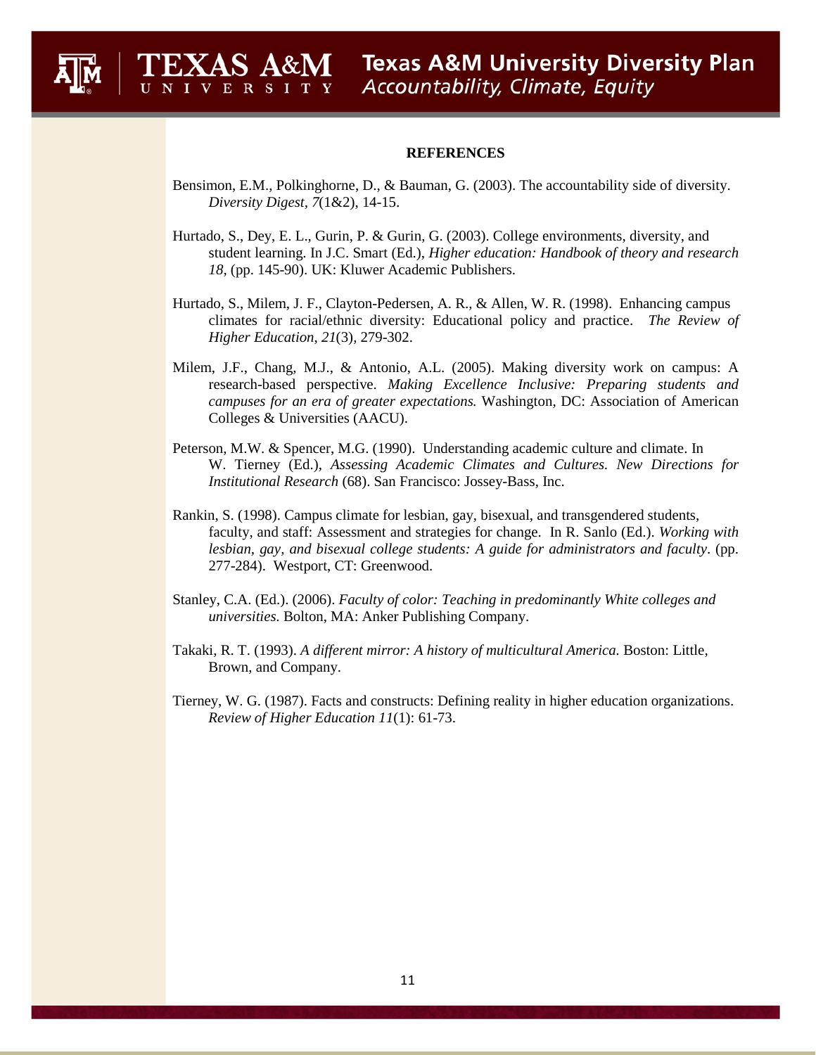## REFERENCES

Bensimon, E.M., Polkinghorne, D., & Bauman, G. (2003). The accountability side of diversity. *Diversity Digest*, *7*(1&2), 14-15.

Hurtado, S., Dey, E. L., Gurin, P. & Gurin, G. (2003). College environments, diversity, and student learning. In J.C. Smart (Ed.), *Higher education: Handbook of theory and research 18*, (pp. 145-90). UK: Kluwer Academic Publishers.

Hurtado, S., Milem, J. F., Clayton-Pedersen, A. R., & Allen, W. R. (1998). Enhancing campus climates for racial/ethnic diversity: Educational policy and practice. *The Review of Higher Education*, *21*(3), 279-302.

Milem, J.F., Chang, M.J., & Antonio, A.L. (2005). Making diversity work on campus: A research-based perspective. *Making Excellence Inclusive: Preparing students and campuses for an era of greater expectations.* Washington, DC: Association of American Colleges & Universities (AACU).

Peterson, M.W. & Spencer, M.G. (1990). Understanding academic culture and climate. In W. Tierney (Ed.), *Assessing Academic Climates and Cultures. New Directions for Institutional Research* (68). San Francisco: Jossey-Bass, Inc.

Rankin, S. (1998). Campus climate for lesbian, gay, bisexual, and transgendered students, faculty, and staff: Assessment and strategies for change. In R. Sanlo (Ed.). *Working with lesbian, gay, and bisexual college students: A guide for administrators and faculty*. (pp. 277-284). Westport, CT: Greenwood.

Stanley, C.A. (Ed.). (2006). *Faculty of color: Teaching in predominantly White colleges and universities.* Bolton, MA: Anker Publishing Company.

Takaki, R. T. (1993). *A different mirror: A history of multicultural America.* Boston: Little, Brown, and Company.

Tierney, W. G. (1987). Facts and constructs: Defining reality in higher education organizations. *Review of Higher Education 11*(1): 61-73.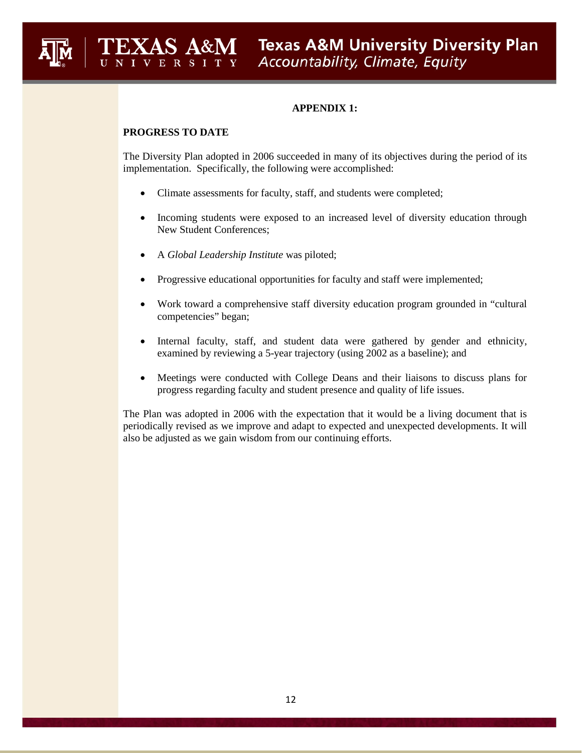## APPENDIX 1:

### PROGRESS TO DATE

The Diversity Plan adopted in 2006 succeeded in many of its objectives during the period of its implementation. Specifically, the following were accomplished:

- Climate assessments for faculty, staff, and students were completed;
- Incoming students were exposed to an increased level of diversity education through New Student Conferences;
- A *Global Leadership Institute* was piloted;
- Progressive educational opportunities for faculty and staff were implemented;
- Work toward a comprehensive staff diversity education program grounded in "cultural competencies" began;
- Internal faculty, staff, and student data were gathered by gender and ethnicity, examined by reviewing a 5-year trajectory (using 2002 as a baseline); and
- Meetings were conducted with College Deans and their liaisons to discuss plans for progress regarding faculty and student presence and quality of life issues.

The Plan was adopted in 2006 with the expectation that it would be a living document that is periodically revised as we improve and adapt to expected and unexpected developments. It will also be adjusted as we gain wisdom from our continuing efforts.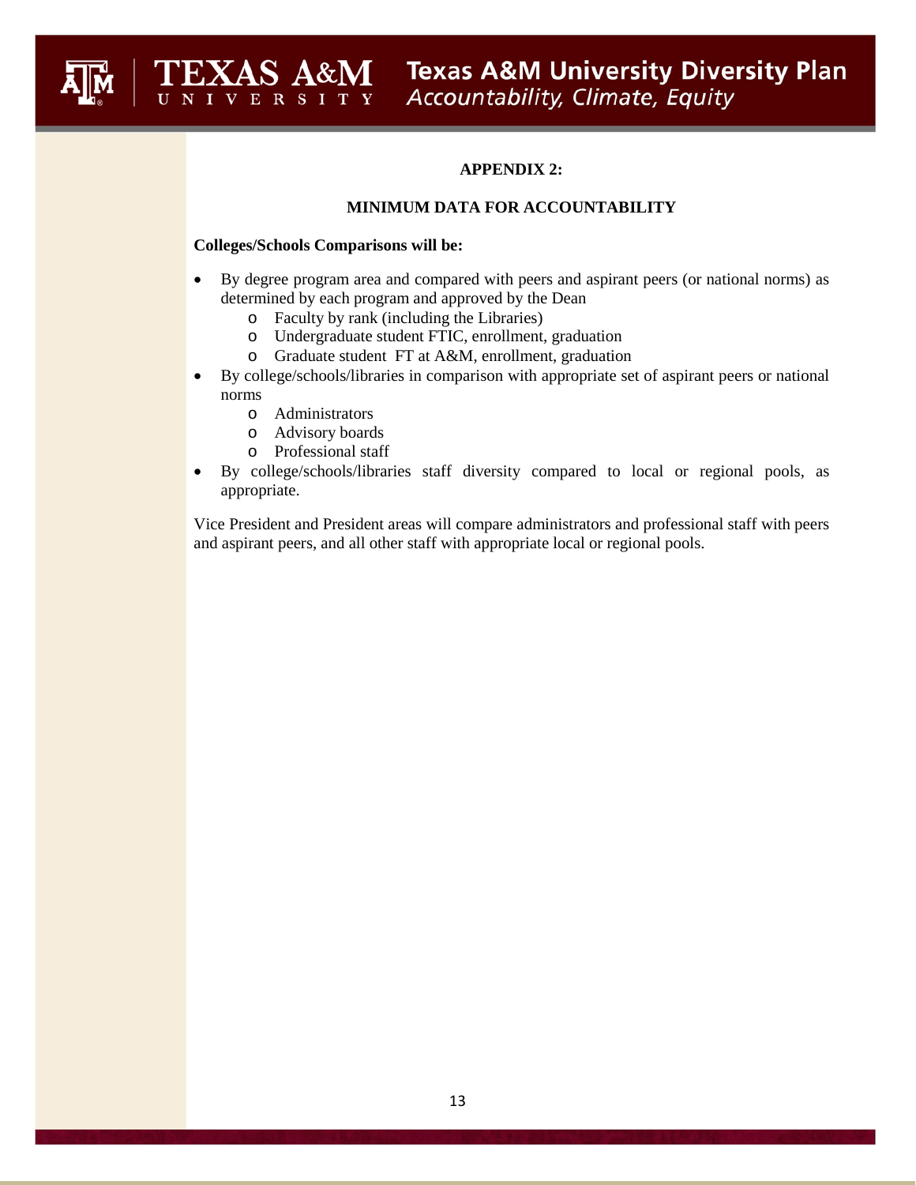## APPENDIX 2:

## MINIMUM DATA FOR ACCOUNTABILITY

**Colleges/Schools Comparisons will be:**

- By degree program area and compared with peers and aspirant peers (or national norms) as determined by each program and approved by the Dean
  - Faculty by rank (including the Libraries)
  - Undergraduate student FTIC, enrollment, graduation
  - Graduate student FT at A&M, enrollment, graduation
- By college/schools/libraries in comparison with appropriate set of aspirant peers or national norms
  - Administrators
  - Advisory boards
  - Professional staff
- By college/schools/libraries staff diversity compared to local or regional pools, as appropriate.

Vice President and President areas will compare administrators and professional staff with peers and aspirant peers, and all other staff with appropriate local or regional pools.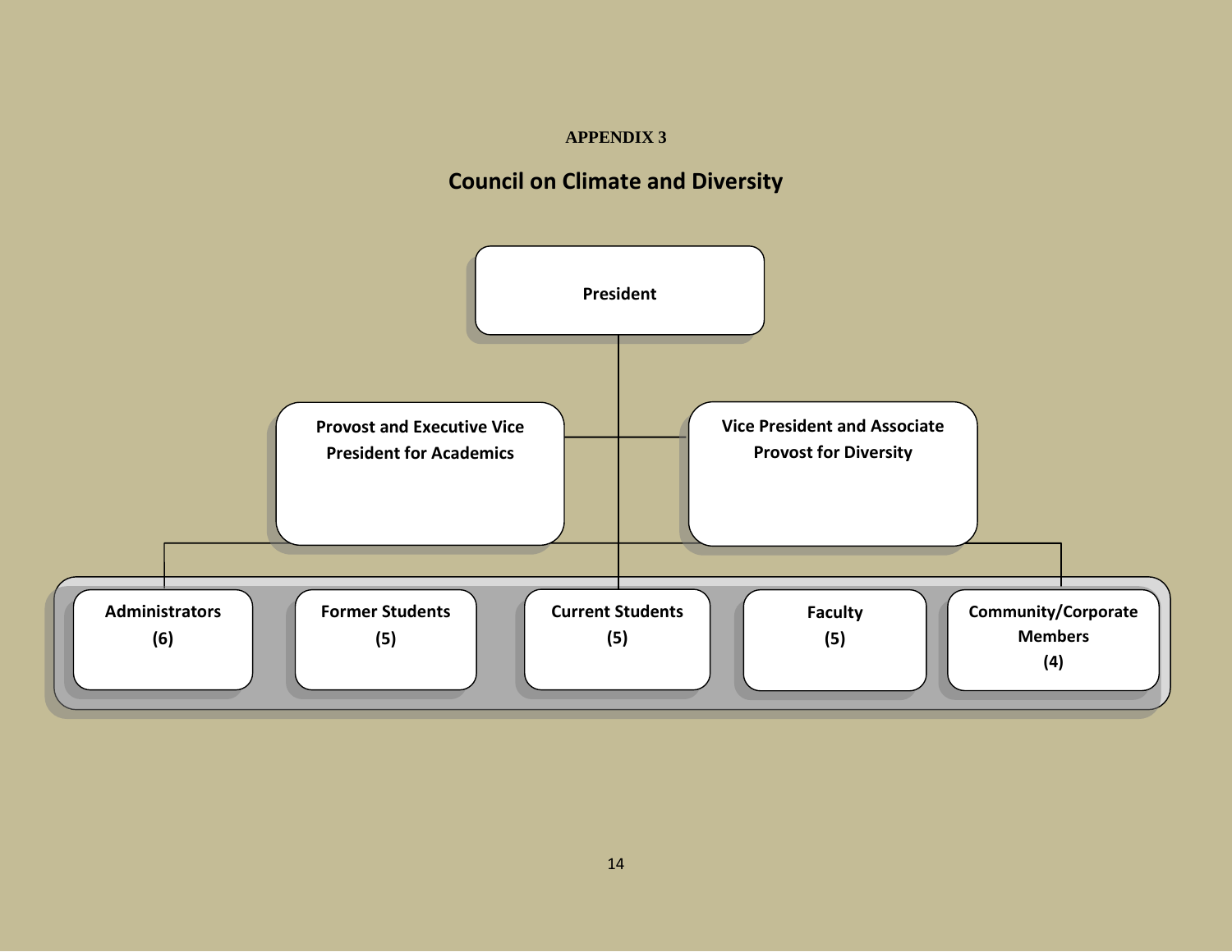APPENDIX 3

## Council on Climate and Diversity

President

Provost and Executive Vice President for Academics

Vice President and Associate Provost for Diversity

Administrators (6)

Former Students (5)

Current Students (5)

Faculty (5)

Community/Corporate Members (4)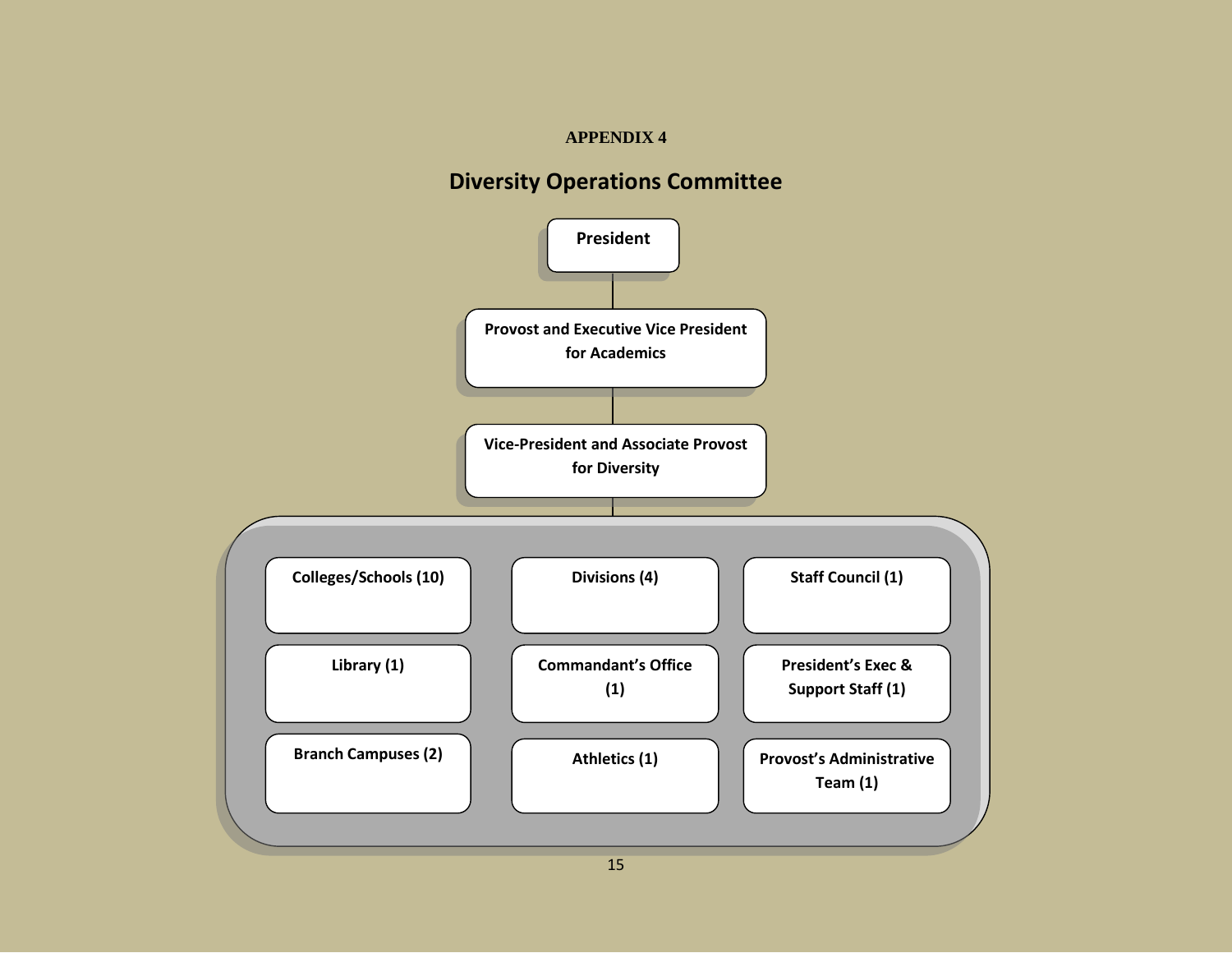APPENDIX 4

## Diversity Operations Committee

President

Provost and Executive Vice President for Academics

Vice-President and Associate Provost for Diversity

Colleges/Schools (10)

Divisions (4)

Staff Council (1)

Library (1)

Commandant's Office (1)

President's Exec & Support Staff (1)

Branch Campuses (2)

Athletics (1)

Provost's Administrative Team (1)